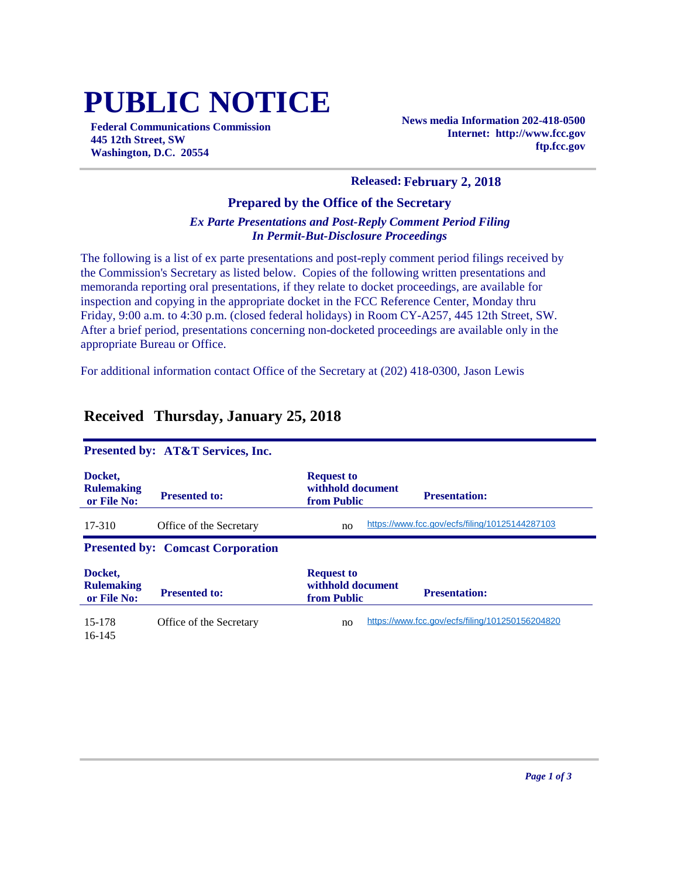# PUBLIC NOTICE

**Federal Communications Commission**
**445 12th Street, SW**
**Washington, D.C. 20554**

**News media Information 202-418-0500**
**Internet: http://www.fcc.gov**
**ftp.fcc.gov**

**Released: February 2, 2018**

### Prepared by the Office of the Secretary

***Ex Parte Presentations and Post-Reply Comment Period Filing***
***In Permit-But-Disclosure Proceedings***

The following is a list of ex parte presentations and post-reply comment period filings received by the Commission's Secretary as listed below. Copies of the following written presentations and memoranda reporting oral presentations, if they relate to docket proceedings, are available for inspection and copying in the appropriate docket in the FCC Reference Center, Monday thru Friday, 9:00 a.m. to 4:30 p.m. (closed federal holidays) in Room CY-A257, 445 12th Street, SW. After a brief period, presentations concerning non-docketed proceedings are available only in the appropriate Bureau or Office.

For additional information contact Office of the Secretary at (202) 418-0300, Jason Lewis

## Received Thursday, January 25, 2018

**Presented by: AT&T Services, Inc.**

| Docket, Rulemaking or File No: | Presented to: | Request to withhold document from Public | Presentation: |
|---|---|---|---|
| 17-310 | Office of the Secretary | no | https://www.fcc.gov/ecfs/filing/10125144287103 |

**Presented by: Comcast Corporation**

| Docket, Rulemaking or File No: | Presented to: | Request to withhold document from Public | Presentation: |
|---|---|---|---|
| 15-178 16-145 | Office of the Secretary | no | https://www.fcc.gov/ecfs/filing/101250156204820 |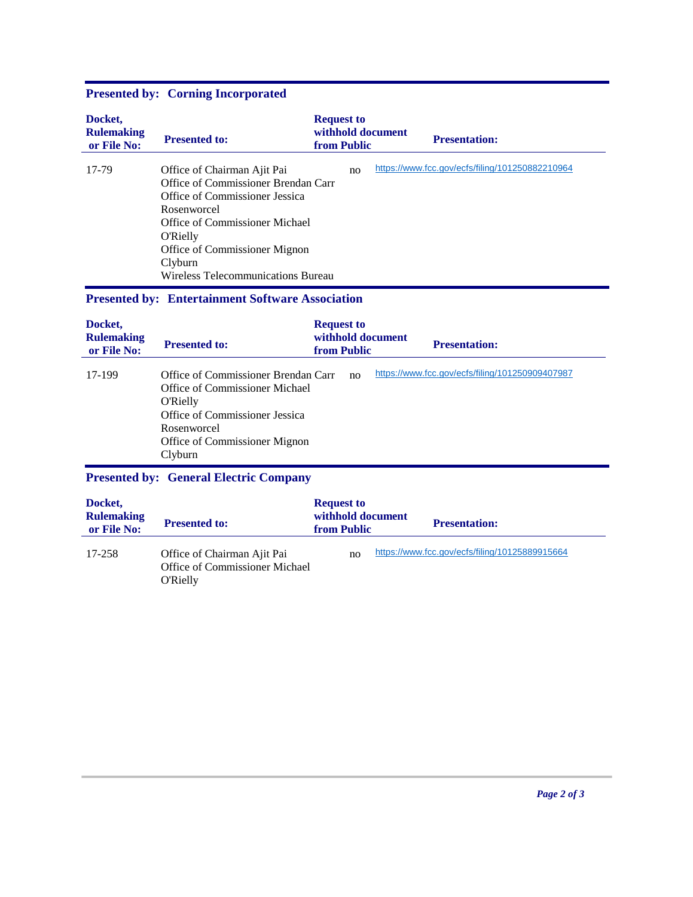## Presented by: Corning Incorporated

| Docket, Rulemaking or File No: | Presented to: | Request to withhold document from Public | Presentation: |
| --- | --- | --- | --- |
| 17-79 | Office of Chairman Ajit Pai<br>Office of Commissioner Brendan Carr<br>Office of Commissioner Jessica Rosenworcel<br>Office of Commissioner Michael O'Rielly<br>Office of Commissioner Mignon Clyburn<br>Wireless Telecommunications Bureau | no | https://www.fcc.gov/ecfs/filing/101250882210964 |

## Presented by: Entertainment Software Association

| Docket, Rulemaking or File No: | Presented to: | Request to withhold document from Public | Presentation: |
| --- | --- | --- | --- |
| 17-199 | Office of Commissioner Brendan Carr<br>Office of Commissioner Michael O'Rielly<br>Office of Commissioner Jessica Rosenworcel<br>Office of Commissioner Mignon Clyburn | no | https://www.fcc.gov/ecfs/filing/101250909407987 |

## Presented by: General Electric Company

| Docket, Rulemaking or File No: | Presented to: | Request to withhold document from Public | Presentation: |
| --- | --- | --- | --- |
| 17-258 | Office of Chairman Ajit Pai<br>Office of Commissioner Michael O'Rielly | no | https://www.fcc.gov/ecfs/filing/10125889915664 |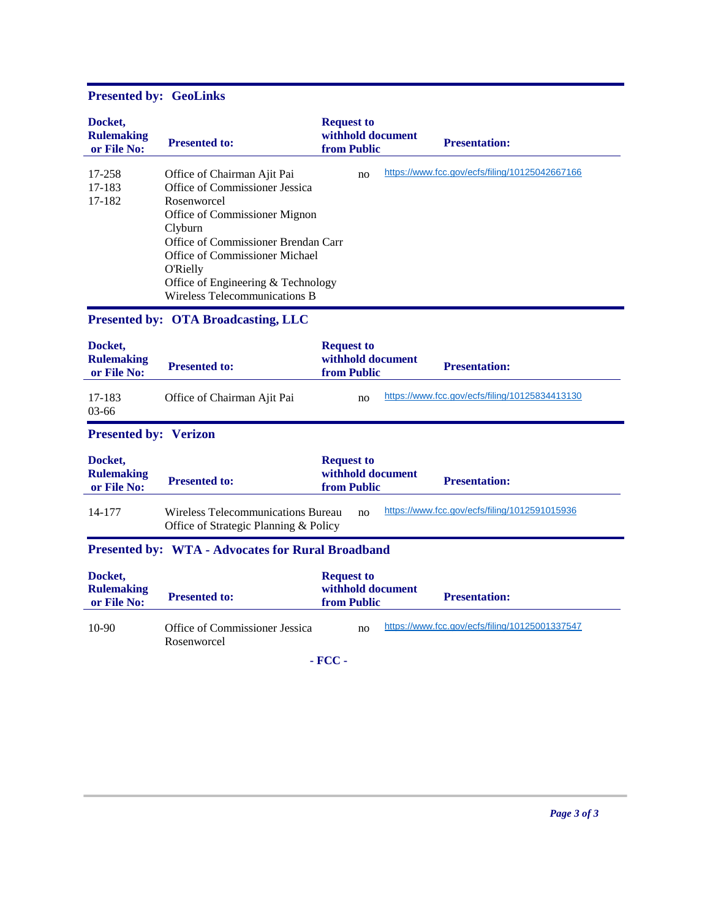## Presented by: GeoLinks

| Docket, Rulemaking or File No: | Presented to: | Request to withhold document from Public | Presentation: |
|---|---|---|---|
| 17-258<br>17-183<br>17-182 | Office of Chairman Ajit Pai<br>Office of Commissioner Jessica Rosenworcel<br>Office of Commissioner Mignon Clyburn<br>Office of Commissioner Brendan Carr<br>Office of Commissioner Michael O'Rielly<br>Office of Engineering & Technology<br>Wireless Telecommunications B | no | https://www.fcc.gov/ecfs/filing/10125042667166 |

## Presented by: OTA Broadcasting, LLC

| Docket, Rulemaking or File No: | Presented to: | Request to withhold document from Public | Presentation: |
|---|---|---|---|
| 17-183<br>03-66 | Office of Chairman Ajit Pai | no | https://www.fcc.gov/ecfs/filing/10125834413130 |

## Presented by: Verizon

| Docket, Rulemaking or File No: | Presented to: | Request to withhold document from Public | Presentation: |
|---|---|---|---|
| 14-177 | Wireless Telecommunications Bureau<br>Office of Strategic Planning & Policy | no | https://www.fcc.gov/ecfs/filing/1012591015936 |

## Presented by: WTA - Advocates for Rural Broadband

| Docket, Rulemaking or File No: | Presented to: | Request to withhold document from Public | Presentation: |
|---|---|---|---|
| 10-90 | Office of Commissioner Jessica Rosenworcel | no | https://www.fcc.gov/ecfs/filing/10125001337547 |

**- FCC -**